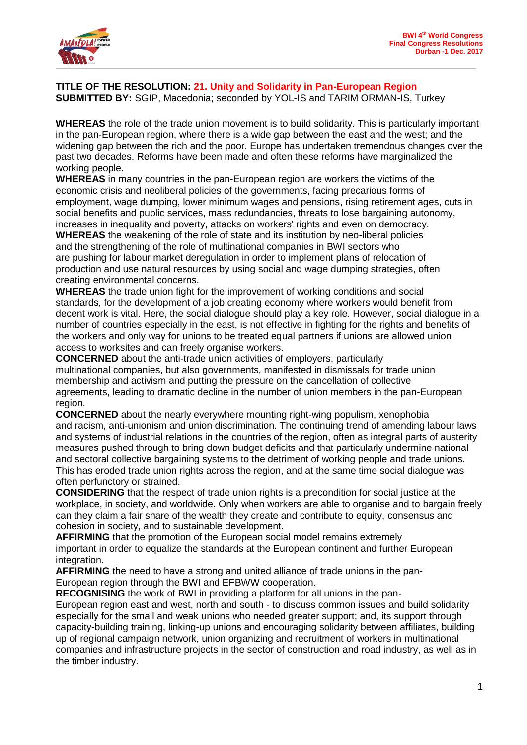**TITLE OF THE RESOLUTION: 21. Unity and Solidarity in Pan-European Region**
**SUBMITTED BY:** SGIP, Macedonia; seconded by YOL-IS and TARIM ORMAN-IS, Turkey

**WHEREAS** the role of the trade union movement is to build solidarity. This is particularly important in the pan-European region, where there is a wide gap between the east and the west; and the widening gap between the rich and the poor. Europe has undertaken tremendous changes over the past two decades. Reforms have been made and often these reforms have marginalized the working people.

**WHEREAS** in many countries in the pan-European region are workers the victims of the economic crisis and neoliberal policies of the governments, facing precarious forms of employment, wage dumping, lower minimum wages and pensions, rising retirement ages, cuts in social benefits and public services, mass redundancies, threats to lose bargaining autonomy, increases in inequality and poverty, attacks on workers' rights and even on democracy.

**WHEREAS** the weakening of the role of state and its institution by neo-liberal policies and the strengthening of the role of multinational companies in BWI sectors who are pushing for labour market deregulation in order to implement plans of relocation of production and use natural resources by using social and wage dumping strategies, often creating environmental concerns.

**WHEREAS** the trade union fight for the improvement of working conditions and social standards, for the development of a job creating economy where workers would benefit from decent work is vital. Here, the social dialogue should play a key role. However, social dialogue in a number of countries especially in the east, is not effective in fighting for the rights and benefits of the workers and only way for unions to be treated equal partners if unions are allowed union access to worksites and can freely organise workers.

**CONCERNED** about the anti-trade union activities of employers, particularly multinational companies, but also governments, manifested in dismissals for trade union membership and activism and putting the pressure on the cancellation of collective agreements, leading to dramatic decline in the number of union members in the pan-European region.

**CONCERNED** about the nearly everywhere mounting right-wing populism, xenophobia and racism, anti-unionism and union discrimination. The continuing trend of amending labour laws and systems of industrial relations in the countries of the region, often as integral parts of austerity measures pushed through to bring down budget deficits and that particularly undermine national and sectoral collective bargaining systems to the detriment of working people and trade unions. This has eroded trade union rights across the region, and at the same time social dialogue was often perfunctory or strained.

**CONSIDERING** that the respect of trade union rights is a precondition for social justice at the workplace, in society, and worldwide. Only when workers are able to organise and to bargain freely can they claim a fair share of the wealth they create and contribute to equity, consensus and cohesion in society, and to sustainable development.

**AFFIRMING** that the promotion of the European social model remains extremely important in order to equalize the standards at the European continent and further European integration.

**AFFIRMING** the need to have a strong and united alliance of trade unions in the pan-European region through the BWI and EFBWW cooperation.

**RECOGNISING** the work of BWI in providing a platform for all unions in the pan-European region east and west, north and south - to discuss common issues and build solidarity especially for the small and weak unions who needed greater support; and, its support through capacity-building training, linking-up unions and encouraging solidarity between affiliates, building up of regional campaign network, union organizing and recruitment of workers in multinational companies and infrastructure projects in the sector of construction and road industry, as well as in the timber industry.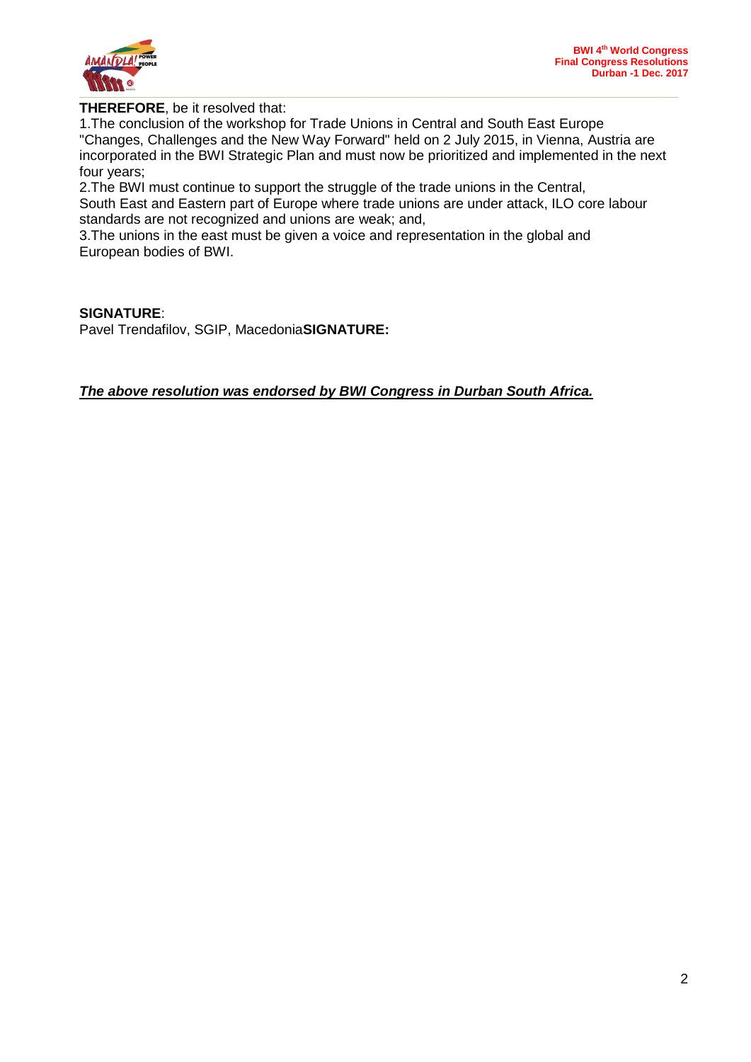**THEREFORE**, be it resolved that:

1.The conclusion of the workshop for Trade Unions in Central and South East Europe "Changes, Challenges and the New Way Forward" held on 2 July 2015, in Vienna, Austria are incorporated in the BWI Strategic Plan and must now be prioritized and implemented in the next four years;

2.The BWI must continue to support the struggle of the trade unions in the Central, South East and Eastern part of Europe where trade unions are under attack, ILO core labour standards are not recognized and unions are weak; and,

3.The unions in the east must be given a voice and representation in the global and European bodies of BWI.

**SIGNATURE**:
Pavel Trendafilov, SGIP, Macedonia**SIGNATURE:**

***The above resolution was endorsed by BWI Congress in Durban South Africa.***